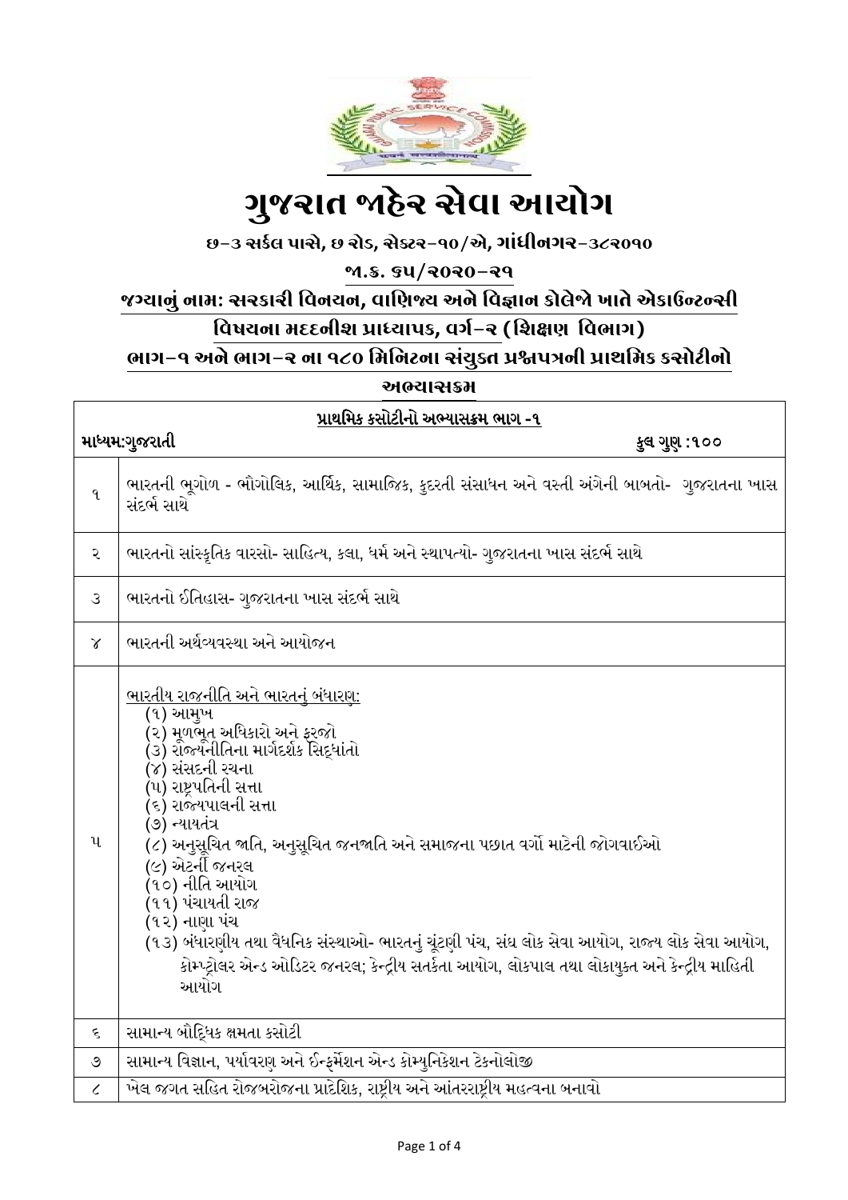# ગુજરાત જાહેર સેવા આયોગ

**છ-૩ સર્કલ પાસે, છ રોડ, સેક્ટર-૧૦/એ, ગાંધીનગર-૩૮૨૦૧૦**

**જા.ક્ર. ૬૫/૨૦૨૦-૨૧**

**જગ્યાનું નામ: સરકારી વિનયન, વાણિજ્ય અને વિજ્ઞાન કોલેજો ખાતે એકાઉન્ટન્સી વિષયના મદદનીશ પ્રાધ્યાપક, વર્ગ-૨ (શિક્ષણ વિભાગ)**

**ભાગ-૧ અને ભાગ-૨ ના ૧૮૦ મિનિટના સંયુક્ત પ્રશ્નપત્રની પ્રાથમિક કસોટીનો અભ્યાસક્રમ**

**પ્રાથમિક કસોટીનો અભ્યાસક્રમ ભાગ -૧**

**માધ્યમ:ગુજરાતી** | **કુલ ગુણ :૧૦૦**

| | |
|---|---|
| ૧ | ભારતની ભૂગોળ - ભૌગોલિક, આર્થિક, સામાજિક, કુદરતી સંસાધન અને વસ્તી અંગેની બાબતો- ગુજરાતના ખાસ સંદર્ભ સાથે |
| ૨ | ભારતનો સાંસ્કૃતિક વારસો- સાહિત્ય, કલા, ધર્મ અને સ્થાપત્યો- ગુજરાતના ખાસ સંદર્ભ સાથે |
| ૩ | ભારતનો ઈતિહાસ- ગુજરાતના ખાસ સંદર્ભ સાથે |
| ૪ | ભારતની અર્થવ્યવસ્થા અને આયોજન |
| ૫ | ભારતીય રાજનીતિ અને ભારતનું બંધારણ:<br>(૧) આમુખ<br>(૨) મૂળભૂત અધિકારો અને ફરજો<br>(૩) રાજ્યનીતિના માર્ગદર્શક સિદ્ધાંતો<br>(૪) સંસદની રચના<br>(૫) રાષ્ટ્રપતિની સત્તા<br>(૬) રાજ્યપાલની સત્તા<br>(૭) ન્યાયતંત્ર<br>(૮) અનુસૂચિત જાતિ, અનુસૂચિત જનજાતિ અને સમાજના પછાત વર્ગો માટેની જોગવાઈઓ<br>(૯) એટર્ની જનરલ<br>(૧૦) નીતિ આયોગ<br>(૧૧) પંચાયતી રાજ<br>(૧૨) નાણા પંચ<br>(૧૩) બંધારણીય તથા વૈધનિક સંસ્થાઓ- ભારતનું ચૂંટણી પંચ, સંઘ લોક સેવા આયોગ, રાજ્ય લોક સેવા આયોગ, કોમ્પ્ટ્રોલર એન્ડ ઓડિટર જનરલ; કેન્દ્રીય સતર્કતા આયોગ, લોકપાલ તથા લોકાયુક્ત અને કેન્દ્રીય માહિતી આયોગ |
| ૬ | સામાન્ય બૌદ્ધિક ક્ષમતા કસોટી |
| ૭ | સામાન્ય વિજ્ઞાન, પર્યાવરણ અને ઈન્ફર્મેશન એન્ડ કોમ્યુનિકેશન ટેકનોલોજી |
| ૮ | ખેલ જગત સહિત રોજબરોજના પ્રાદેશિક, રાષ્ટ્રીય અને આંતરરાષ્ટ્રીય મહત્વના બનાવો |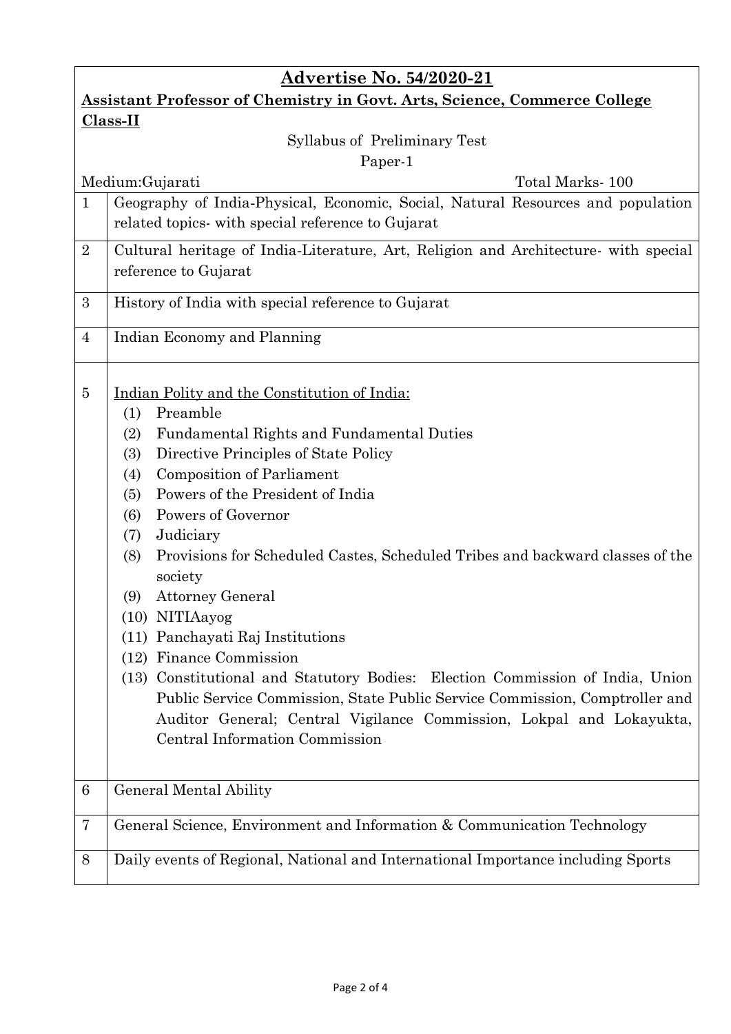## Advertise No. 54/2020-21

**Assistant Professor of Chemistry in Govt. Arts, Science, Commerce College Class-II**

Syllabus of Preliminary Test

Paper-1

Medium:Gujarati — Total Marks- 100

| | |
|---|---|
| 1 | Geography of India-Physical, Economic, Social, Natural Resources and population related topics- with special reference to Gujarat |
| 2 | Cultural heritage of India-Literature, Art, Religion and Architecture- with special reference to Gujarat |
| 3 | History of India with special reference to Gujarat |
| 4 | Indian Economy and Planning |
| 5 | Indian Polity and the Constitution of India:<br>(1) Preamble<br>(2) Fundamental Rights and Fundamental Duties<br>(3) Directive Principles of State Policy<br>(4) Composition of Parliament<br>(5) Powers of the President of India<br>(6) Powers of Governor<br>(7) Judiciary<br>(8) Provisions for Scheduled Castes, Scheduled Tribes and backward classes of the society<br>(9) Attorney General<br>(10) NITIAayog<br>(11) Panchayati Raj Institutions<br>(12) Finance Commission<br>(13) Constitutional and Statutory Bodies: Election Commission of India, Union Public Service Commission, State Public Service Commission, Comptroller and Auditor General; Central Vigilance Commission, Lokpal and Lokayukta, Central Information Commission |
| 6 | General Mental Ability |
| 7 | General Science, Environment and Information & Communication Technology |
| 8 | Daily events of Regional, National and International Importance including Sports |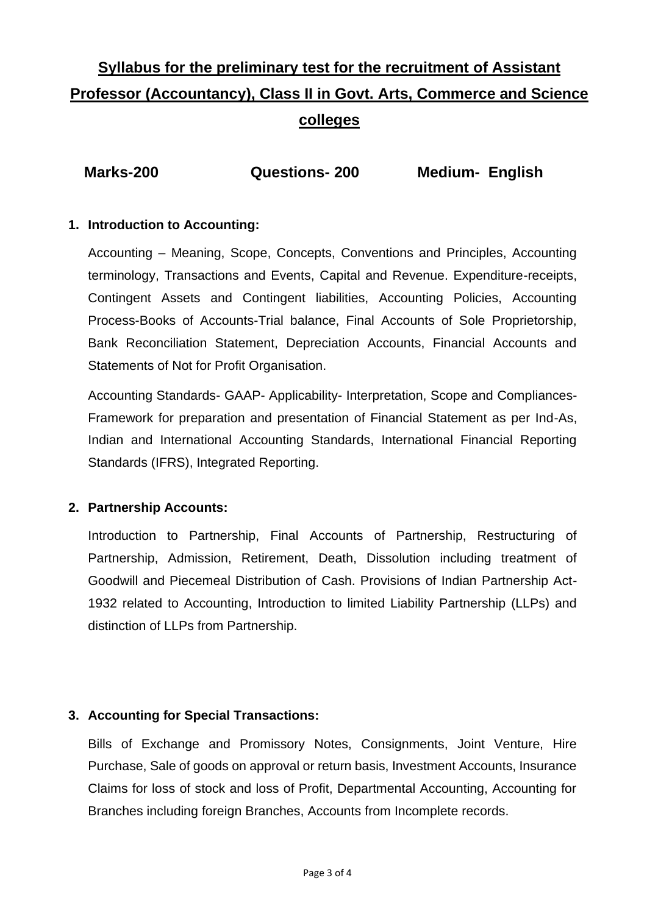# Syllabus for the preliminary test for the recruitment of Assistant Professor (Accountancy), Class II in Govt. Arts, Commerce and Science colleges

**Marks-200** **Questions- 200** **Medium- English**

**1. Introduction to Accounting:**

Accounting – Meaning, Scope, Concepts, Conventions and Principles, Accounting terminology, Transactions and Events, Capital and Revenue. Expenditure-receipts, Contingent Assets and Contingent liabilities, Accounting Policies, Accounting Process-Books of Accounts-Trial balance, Final Accounts of Sole Proprietorship, Bank Reconciliation Statement, Depreciation Accounts, Financial Accounts and Statements of Not for Profit Organisation.

Accounting Standards- GAAP- Applicability- Interpretation, Scope and Compliances-Framework for preparation and presentation of Financial Statement as per Ind-As, Indian and International Accounting Standards, International Financial Reporting Standards (IFRS), Integrated Reporting.

**2. Partnership Accounts:**

Introduction to Partnership, Final Accounts of Partnership, Restructuring of Partnership, Admission, Retirement, Death, Dissolution including treatment of Goodwill and Piecemeal Distribution of Cash. Provisions of Indian Partnership Act-1932 related to Accounting, Introduction to limited Liability Partnership (LLPs) and distinction of LLPs from Partnership.

**3. Accounting for Special Transactions:**

Bills of Exchange and Promissory Notes, Consignments, Joint Venture, Hire Purchase, Sale of goods on approval or return basis, Investment Accounts, Insurance Claims for loss of stock and loss of Profit, Departmental Accounting, Accounting for Branches including foreign Branches, Accounts from Incomplete records.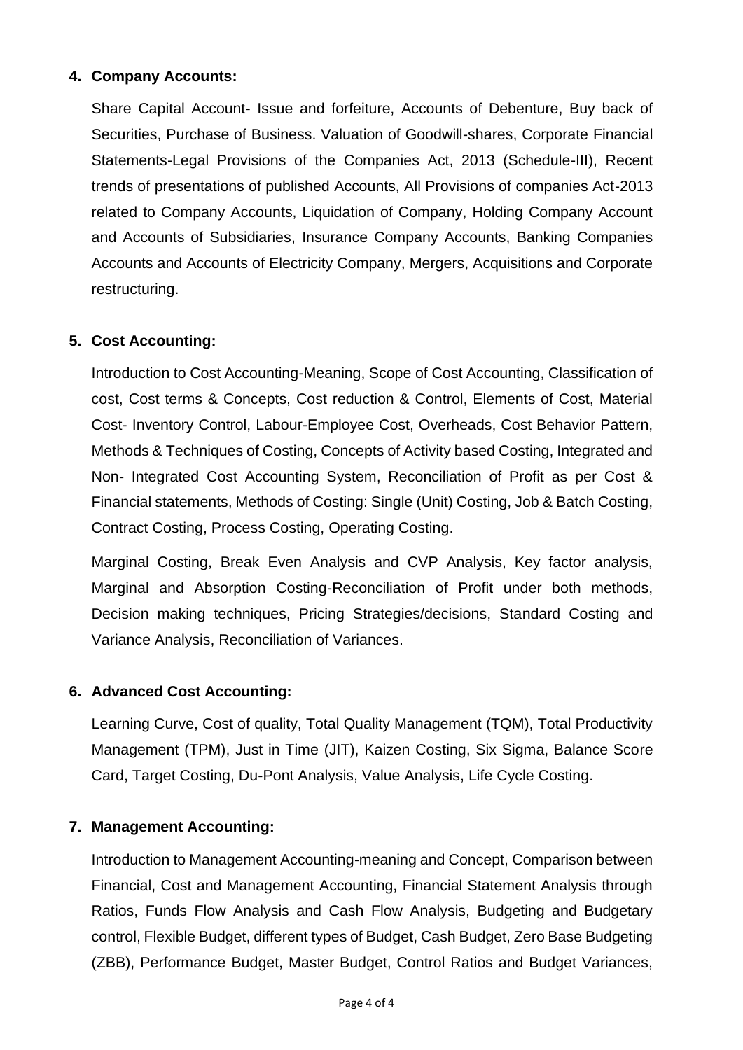**4. Company Accounts:**

Share Capital Account- Issue and forfeiture, Accounts of Debenture, Buy back of Securities, Purchase of Business. Valuation of Goodwill-shares, Corporate Financial Statements-Legal Provisions of the Companies Act, 2013 (Schedule-III), Recent trends of presentations of published Accounts, All Provisions of companies Act-2013 related to Company Accounts, Liquidation of Company, Holding Company Account and Accounts of Subsidiaries, Insurance Company Accounts, Banking Companies Accounts and Accounts of Electricity Company, Mergers, Acquisitions and Corporate restructuring.

**5. Cost Accounting:**

Introduction to Cost Accounting-Meaning, Scope of Cost Accounting, Classification of cost, Cost terms & Concepts, Cost reduction & Control, Elements of Cost, Material Cost- Inventory Control, Labour-Employee Cost, Overheads, Cost Behavior Pattern, Methods & Techniques of Costing, Concepts of Activity based Costing, Integrated and Non- Integrated Cost Accounting System, Reconciliation of Profit as per Cost & Financial statements, Methods of Costing: Single (Unit) Costing, Job & Batch Costing, Contract Costing, Process Costing, Operating Costing.

Marginal Costing, Break Even Analysis and CVP Analysis, Key factor analysis, Marginal and Absorption Costing-Reconciliation of Profit under both methods, Decision making techniques, Pricing Strategies/decisions, Standard Costing and Variance Analysis, Reconciliation of Variances.

**6. Advanced Cost Accounting:**

Learning Curve, Cost of quality, Total Quality Management (TQM), Total Productivity Management (TPM), Just in Time (JIT), Kaizen Costing, Six Sigma, Balance Score Card, Target Costing, Du-Pont Analysis, Value Analysis, Life Cycle Costing.

**7. Management Accounting:**

Introduction to Management Accounting-meaning and Concept, Comparison between Financial, Cost and Management Accounting, Financial Statement Analysis through Ratios, Funds Flow Analysis and Cash Flow Analysis, Budgeting and Budgetary control, Flexible Budget, different types of Budget, Cash Budget, Zero Base Budgeting (ZBB), Performance Budget, Master Budget, Control Ratios and Budget Variances,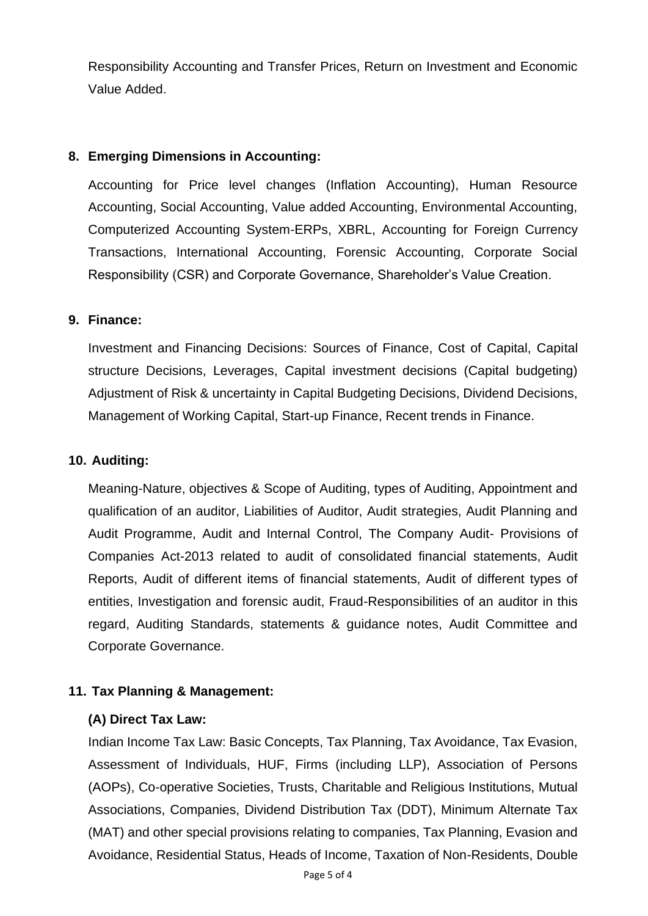Responsibility Accounting and Transfer Prices, Return on Investment and Economic Value Added.

**8. Emerging Dimensions in Accounting:**

Accounting for Price level changes (Inflation Accounting), Human Resource Accounting, Social Accounting, Value added Accounting, Environmental Accounting, Computerized Accounting System-ERPs, XBRL, Accounting for Foreign Currency Transactions, International Accounting, Forensic Accounting, Corporate Social Responsibility (CSR) and Corporate Governance, Shareholder's Value Creation.

**9. Finance:**

Investment and Financing Decisions: Sources of Finance, Cost of Capital, Capital structure Decisions, Leverages, Capital investment decisions (Capital budgeting) Adjustment of Risk & uncertainty in Capital Budgeting Decisions, Dividend Decisions, Management of Working Capital, Start-up Finance, Recent trends in Finance.

**10. Auditing:**

Meaning-Nature, objectives & Scope of Auditing, types of Auditing, Appointment and qualification of an auditor, Liabilities of Auditor, Audit strategies, Audit Planning and Audit Programme, Audit and Internal Control, The Company Audit- Provisions of Companies Act-2013 related to audit of consolidated financial statements, Audit Reports, Audit of different items of financial statements, Audit of different types of entities, Investigation and forensic audit, Fraud-Responsibilities of an auditor in this regard, Auditing Standards, statements & guidance notes, Audit Committee and Corporate Governance.

**11. Tax Planning & Management:**

**(A) Direct Tax Law:**

Indian Income Tax Law: Basic Concepts, Tax Planning, Tax Avoidance, Tax Evasion, Assessment of Individuals, HUF, Firms (including LLP), Association of Persons (AOPs), Co-operative Societies, Trusts, Charitable and Religious Institutions, Mutual Associations, Companies, Dividend Distribution Tax (DDT), Minimum Alternate Tax (MAT) and other special provisions relating to companies, Tax Planning, Evasion and Avoidance, Residential Status, Heads of Income, Taxation of Non-Residents, Double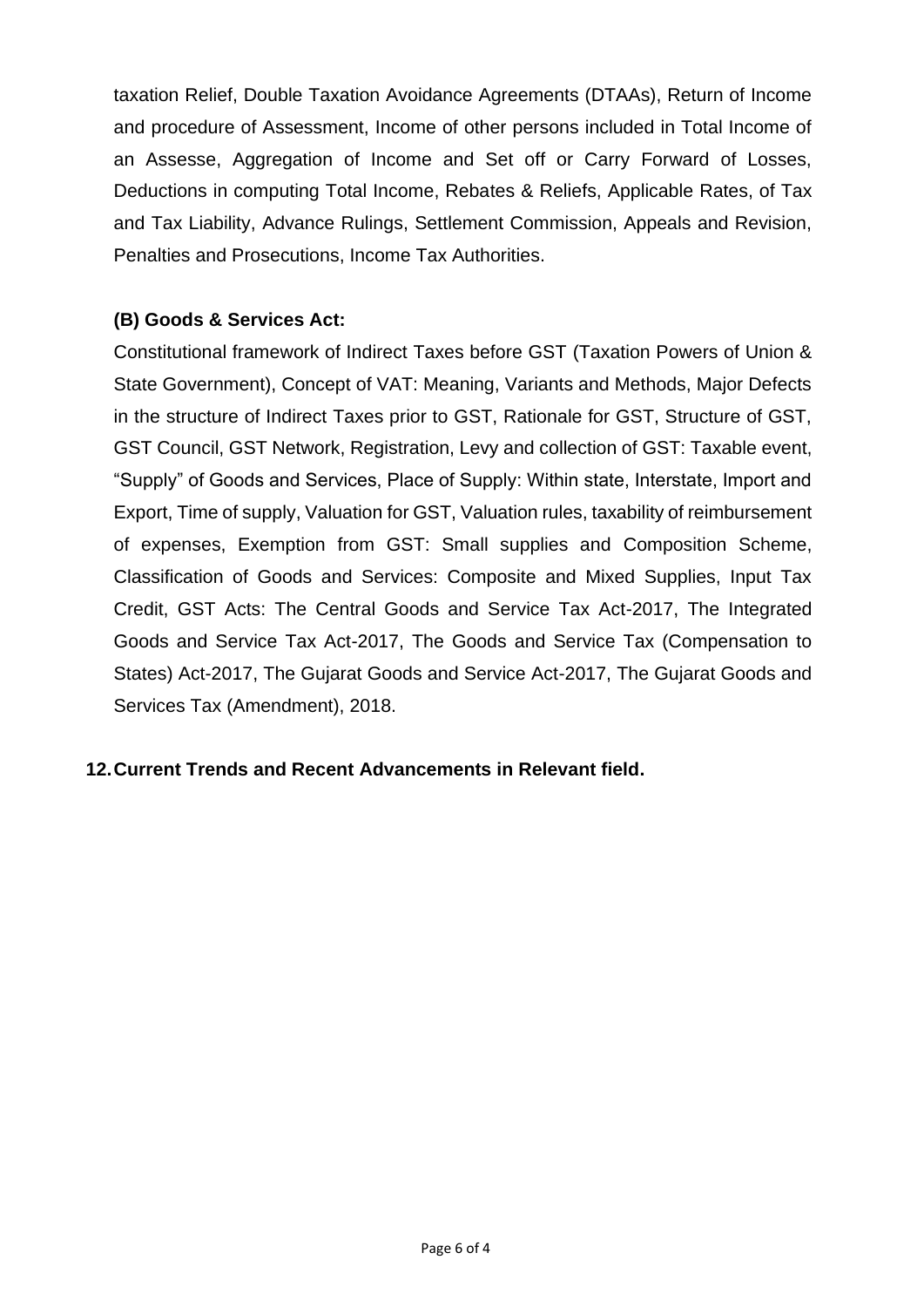taxation Relief, Double Taxation Avoidance Agreements (DTAAs), Return of Income and procedure of Assessment, Income of other persons included in Total Income of an Assesse, Aggregation of Income and Set off or Carry Forward of Losses, Deductions in computing Total Income, Rebates & Reliefs, Applicable Rates, of Tax and Tax Liability, Advance Rulings, Settlement Commission, Appeals and Revision, Penalties and Prosecutions, Income Tax Authorities.

**(B) Goods & Services Act:**

Constitutional framework of Indirect Taxes before GST (Taxation Powers of Union & State Government), Concept of VAT: Meaning, Variants and Methods, Major Defects in the structure of Indirect Taxes prior to GST, Rationale for GST, Structure of GST, GST Council, GST Network, Registration, Levy and collection of GST: Taxable event, "Supply" of Goods and Services, Place of Supply: Within state, Interstate, Import and Export, Time of supply, Valuation for GST, Valuation rules, taxability of reimbursement of expenses, Exemption from GST: Small supplies and Composition Scheme, Classification of Goods and Services: Composite and Mixed Supplies, Input Tax Credit, GST Acts: The Central Goods and Service Tax Act-2017, The Integrated Goods and Service Tax Act-2017, The Goods and Service Tax (Compensation to States) Act-2017, The Gujarat Goods and Service Act-2017, The Gujarat Goods and Services Tax (Amendment), 2018.

**12. Current Trends and Recent Advancements in Relevant field.**